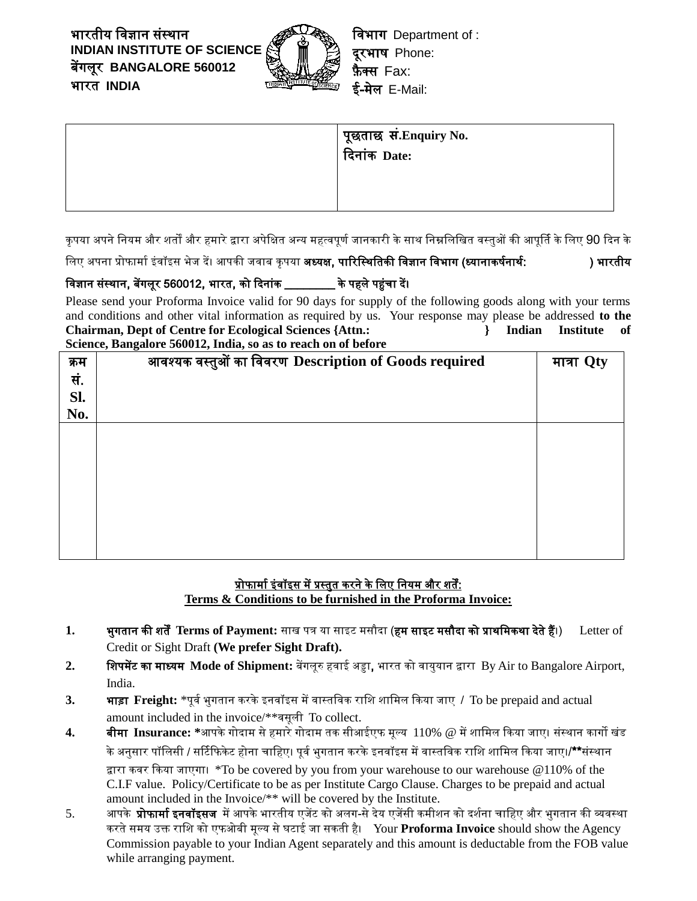भारतीय विज्ञान संस्थान
**INDIAN INSTITUTE OF SCIENCE**
बेंगलूर **BANGALORE 560012**
भारत **INDIA**

विभाग Department of :
दूरभाष Phone:
फ़ैक्स Fax:
ई-मेल E-Mail:

| | |
|---|---|
| | **पूछताछ सं.Enquiry No.**<br>**दिनांक Date:** |

कृपया अपने नियम और शर्तों और हमारे द्वारा अपेक्षित अन्य महत्वपूर्ण जानकारी के साथ निम्नलिखित वस्तुओं की आपूर्ति के लिए 90 दिन के लिए अपना प्रोफार्मा इंवॉइस भेज दें। आपकी जवाब कृपया **अध्यक्ष, पारिस्थितिकी विज्ञान विभाग (ध्यानाकर्षनार्थ: ) भारतीय विज्ञान संस्थान, बेंगलूर 560012, भारत, को दिनांक _________ के पहले पहुंचा दें।**

Please send your Proforma Invoice valid for 90 days for supply of the following goods along with your terms and conditions and other vital information as required by us. Your response may please be addressed **to the Chairman, Dept of Centre for Ecological Sciences {Attn.: } Indian Institute of Science, Bangalore 560012, India, so as to reach on of before**

| क्रम सं. Sl. No. | आवश्यक वस्तुओं का विवरण Description of Goods required | मात्रा Qty |
|---|---|---|
| | | |

**प्रोफार्मा इंवॉइस में प्रस्तुत करने के लिए नियम और शर्तें:**
**Terms & Conditions to be furnished in the Proforma Invoice:**

1. **भुगतान की शर्तें Terms of Payment:** साख पत्र या साइट मसौदा (**हम साइट मसौदा को प्राथमिकथा देते हैं**।) Letter of Credit or Sight Draft **(We prefer Sight Draft).**
2. **शिपमेंट का माध्यम Mode of Shipment:** बेंगलूरु हवाई अड्डा, भारत को वायुयान द्वारा By Air to Bangalore Airport, India.
3. **भाड़ा Freight:** *पूर्व भुगतान करके इनवॉइस में वास्तविक राशि शामिल किया जाए / To be prepaid and actual amount included in the invoice/**वसूली To collect.
4. **बीमा Insurance:** *आपके गोदाम से हमारे गोदाम तक सीआईएफ मूल्य 110% @ में शामिल किया जाए। संस्थान कार्गो खंड के अनुसार पॉलिसी / सर्टिफिकेट होना चाहिए। पूर्व भुगतान करके इनवॉइस में वास्तविक राशि शामिल किया जाए।/**संस्थान द्वारा कवर किया जाएगा। *To be covered by you from your warehouse to our warehouse @110% of the C.I.F value. Policy/Certificate to be as per Institute Cargo Clause. Charges to be prepaid and actual amount included in the Invoice/** will be covered by the Institute.
5. आपके **प्रोफार्मा इनवॉइसज** में आपके भारतीय एजेंट को अलग-से देय एजेंसी कमीशन को दर्शाना चाहिए और भुगतान की व्यवस्था करते समय उक्त राशि को एफओबी मूल्य से घटाई जा सकती है। Your **Proforma Invoice** should show the Agency Commission payable to your Indian Agent separately and this amount is deductable from the FOB value while arranging payment.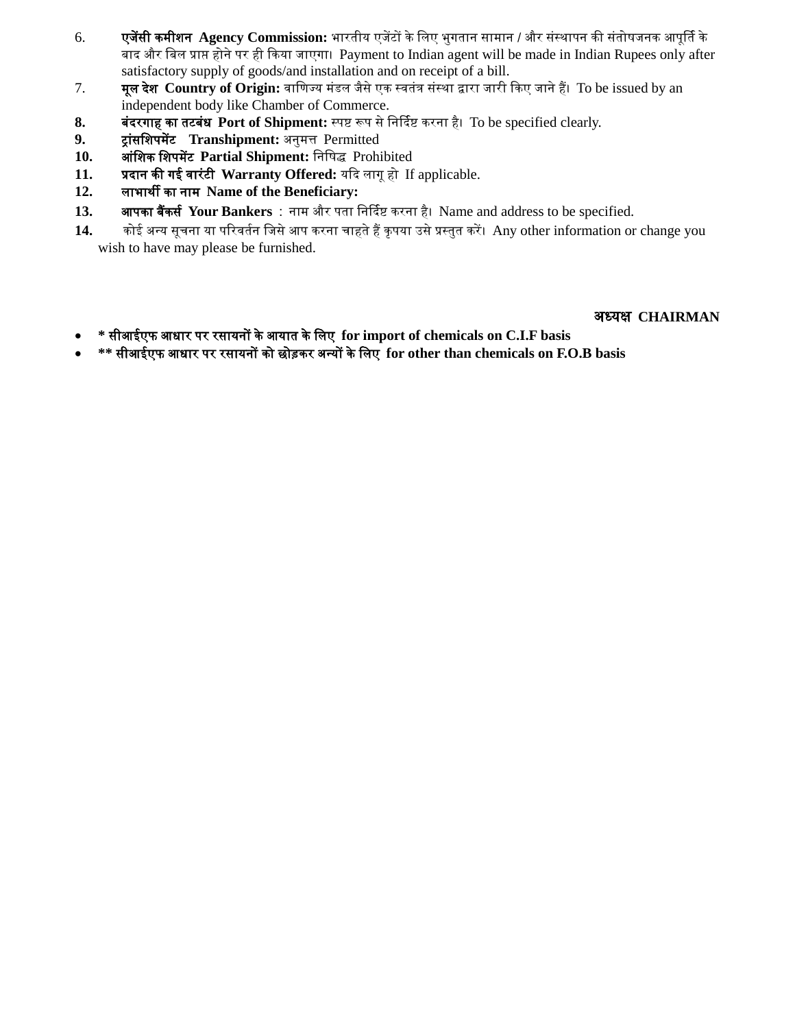6. **एजेंसी कमीशन Agency Commission:** भारतीय एजेंटों के लिए भुगतान सामान / और संस्थापन की संतोषजनक आपूर्ति के बाद और बिल प्राप्त होने पर ही किया जाएगा। Payment to Indian agent will be made in Indian Rupees only after satisfactory supply of goods/and installation and on receipt of a bill.
7. **मूल देश Country of Origin:** वाणिज्य मंडल जैसे एक स्वतंत्र संस्था द्वारा जारी किए जाने हैं। To be issued by an independent body like Chamber of Commerce.
8. **बंदरगाह का तटबंध Port of Shipment:** स्पष्ट रूप से निर्दिष्ट करना है। To be specified clearly.
9. **ट्रांसशिपमेंट Transhipment:** अनुमत्त Permitted
10. **आंशिक शिपमेंट Partial Shipment:** निषिद्ध Prohibited
11. **प्रदान की गई वारंटी Warranty Offered:** यदि लागू हो If applicable.
12. **लाभार्थी का नाम Name of the Beneficiary:**
13. **आपका बैंकर्स Your Bankers** : नाम और पता निर्दिष्ट करना है। Name and address to be specified.
14. कोई अन्य सूचना या परिवर्तन जिसे आप करना चाहते हैं कृपया उसे प्रस्तुत करें। Any other information or change you wish to have may please be furnished.

**अध्यक्ष CHAIRMAN**

- **\* सीआईएफ आधार पर रसायनों के आयात के लिए for import of chemicals on C.I.F basis**
- **\*\* सीआईएफ आधार पर रसायनों को छोड़कर अन्यों के लिए for other than chemicals on F.O.B basis**